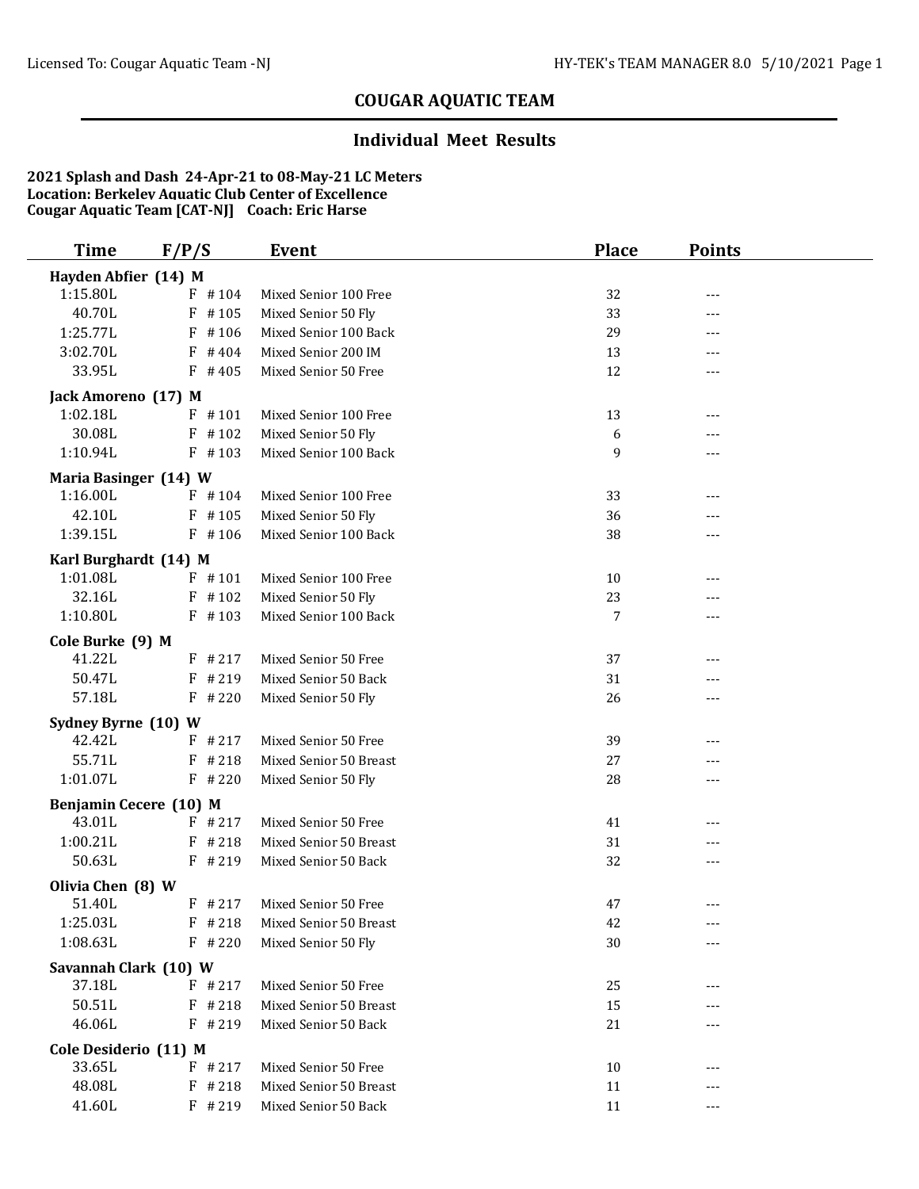## COUGAR AQUATIC TEAM

### Individual Meet Results

**2021 Splash and Dash 24-Apr-21 to 08-May-21 LC Meters**
**Location: Berkeley Aquatic Club Center of Excellence**
**Cougar Aquatic Team [CAT-NJ] Coach: Eric Harse**

| Time | F/P/S | Event | Place | Points |
|---|---|---|---|---|
| **Hayden Abfier (14) M** | | | | |
| 1:15.80L | F #104 | Mixed Senior 100 Free | 32 | --- |
| 40.70L | F #105 | Mixed Senior 50 Fly | 33 | --- |
| 1:25.77L | F #106 | Mixed Senior 100 Back | 29 | --- |
| 3:02.70L | F #404 | Mixed Senior 200 IM | 13 | --- |
| 33.95L | F #405 | Mixed Senior 50 Free | 12 | --- |
| **Jack Amoreno (17) M** | | | | |
| 1:02.18L | F #101 | Mixed Senior 100 Free | 13 | --- |
| 30.08L | F #102 | Mixed Senior 50 Fly | 6 | --- |
| 1:10.94L | F #103 | Mixed Senior 100 Back | 9 | --- |
| **Maria Basinger (14) W** | | | | |
| 1:16.00L | F #104 | Mixed Senior 100 Free | 33 | --- |
| 42.10L | F #105 | Mixed Senior 50 Fly | 36 | --- |
| 1:39.15L | F #106 | Mixed Senior 100 Back | 38 | --- |
| **Karl Burghardt (14) M** | | | | |
| 1:01.08L | F #101 | Mixed Senior 100 Free | 10 | --- |
| 32.16L | F #102 | Mixed Senior 50 Fly | 23 | --- |
| 1:10.80L | F #103 | Mixed Senior 100 Back | 7 | --- |
| **Cole Burke (9) M** | | | | |
| 41.22L | F #217 | Mixed Senior 50 Free | 37 | --- |
| 50.47L | F #219 | Mixed Senior 50 Back | 31 | --- |
| 57.18L | F #220 | Mixed Senior 50 Fly | 26 | --- |
| **Sydney Byrne (10) W** | | | | |
| 42.42L | F #217 | Mixed Senior 50 Free | 39 | --- |
| 55.71L | F #218 | Mixed Senior 50 Breast | 27 | --- |
| 1:01.07L | F #220 | Mixed Senior 50 Fly | 28 | --- |
| **Benjamin Cecere (10) M** | | | | |
| 43.01L | F #217 | Mixed Senior 50 Free | 41 | --- |
| 1:00.21L | F #218 | Mixed Senior 50 Breast | 31 | --- |
| 50.63L | F #219 | Mixed Senior 50 Back | 32 | --- |
| **Olivia Chen (8) W** | | | | |
| 51.40L | F #217 | Mixed Senior 50 Free | 47 | --- |
| 1:25.03L | F #218 | Mixed Senior 50 Breast | 42 | --- |
| 1:08.63L | F #220 | Mixed Senior 50 Fly | 30 | --- |
| **Savannah Clark (10) W** | | | | |
| 37.18L | F #217 | Mixed Senior 50 Free | 25 | --- |
| 50.51L | F #218 | Mixed Senior 50 Breast | 15 | --- |
| 46.06L | F #219 | Mixed Senior 50 Back | 21 | --- |
| **Cole Desiderio (11) M** | | | | |
| 33.65L | F #217 | Mixed Senior 50 Free | 10 | --- |
| 48.08L | F #218 | Mixed Senior 50 Breast | 11 | --- |
| 41.60L | F #219 | Mixed Senior 50 Back | 11 | --- |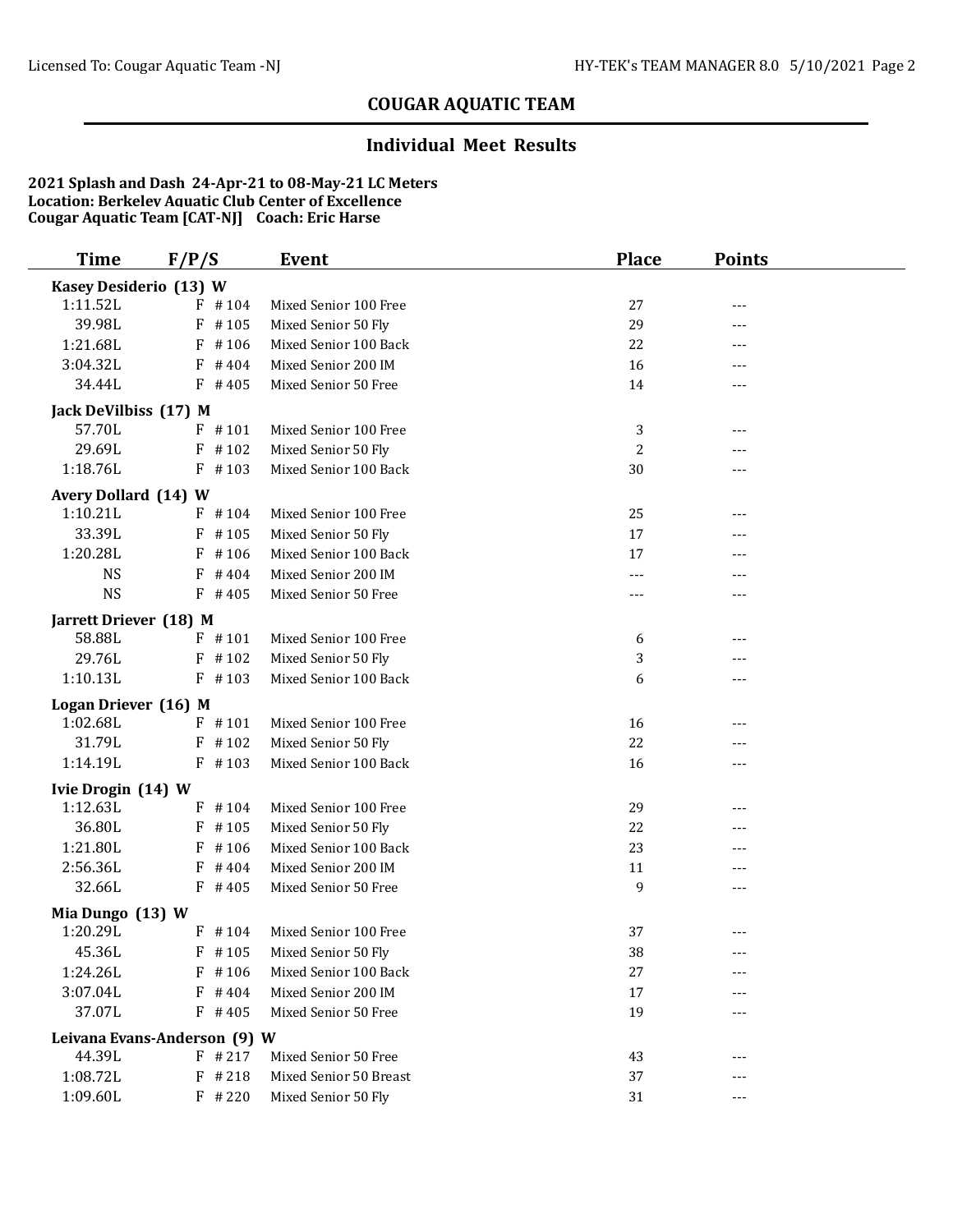## COUGAR AQUATIC TEAM

### Individual Meet Results

**2021 Splash and Dash 24-Apr-21 to 08-May-21 LC Meters**
**Location: Berkeley Aquatic Club Center of Excellence**
**Cougar Aquatic Team [CAT-NJ] Coach: Eric Harse**

| Time | F/P/S | | Event | Place | Points |
|---|---|---|---|---|---|
| **Kasey Desiderio (13) W** | | | | | |
| 1:11.52L | F | #104 | Mixed Senior 100 Free | 27 | --- |
| 39.98L | F | #105 | Mixed Senior 50 Fly | 29 | --- |
| 1:21.68L | F | #106 | Mixed Senior 100 Back | 22 | --- |
| 3:04.32L | F | #404 | Mixed Senior 200 IM | 16 | --- |
| 34.44L | F | #405 | Mixed Senior 50 Free | 14 | --- |
| **Jack DeVilbiss (17) M** | | | | | |
| 57.70L | F | #101 | Mixed Senior 100 Free | 3 | --- |
| 29.69L | F | #102 | Mixed Senior 50 Fly | 2 | --- |
| 1:18.76L | F | #103 | Mixed Senior 100 Back | 30 | --- |
| **Avery Dollard (14) W** | | | | | |
| 1:10.21L | F | #104 | Mixed Senior 100 Free | 25 | --- |
| 33.39L | F | #105 | Mixed Senior 50 Fly | 17 | --- |
| 1:20.28L | F | #106 | Mixed Senior 100 Back | 17 | --- |
| NS | F | #404 | Mixed Senior 200 IM | --- | --- |
| NS | F | #405 | Mixed Senior 50 Free | --- | --- |
| **Jarrett Driever (18) M** | | | | | |
| 58.88L | F | #101 | Mixed Senior 100 Free | 6 | --- |
| 29.76L | F | #102 | Mixed Senior 50 Fly | 3 | --- |
| 1:10.13L | F | #103 | Mixed Senior 100 Back | 6 | --- |
| **Logan Driever (16) M** | | | | | |
| 1:02.68L | F | #101 | Mixed Senior 100 Free | 16 | --- |
| 31.79L | F | #102 | Mixed Senior 50 Fly | 22 | --- |
| 1:14.19L | F | #103 | Mixed Senior 100 Back | 16 | --- |
| **Ivie Drogin (14) W** | | | | | |
| 1:12.63L | F | #104 | Mixed Senior 100 Free | 29 | --- |
| 36.80L | F | #105 | Mixed Senior 50 Fly | 22 | --- |
| 1:21.80L | F | #106 | Mixed Senior 100 Back | 23 | --- |
| 2:56.36L | F | #404 | Mixed Senior 200 IM | 11 | --- |
| 32.66L | F | #405 | Mixed Senior 50 Free | 9 | --- |
| **Mia Dungo (13) W** | | | | | |
| 1:20.29L | F | #104 | Mixed Senior 100 Free | 37 | --- |
| 45.36L | F | #105 | Mixed Senior 50 Fly | 38 | --- |
| 1:24.26L | F | #106 | Mixed Senior 100 Back | 27 | --- |
| 3:07.04L | F | #404 | Mixed Senior 200 IM | 17 | --- |
| 37.07L | F | #405 | Mixed Senior 50 Free | 19 | --- |
| **Leivana Evans-Anderson (9) W** | | | | | |
| 44.39L | F | #217 | Mixed Senior 50 Free | 43 | --- |
| 1:08.72L | F | #218 | Mixed Senior 50 Breast | 37 | --- |
| 1:09.60L | F | #220 | Mixed Senior 50 Fly | 31 | --- |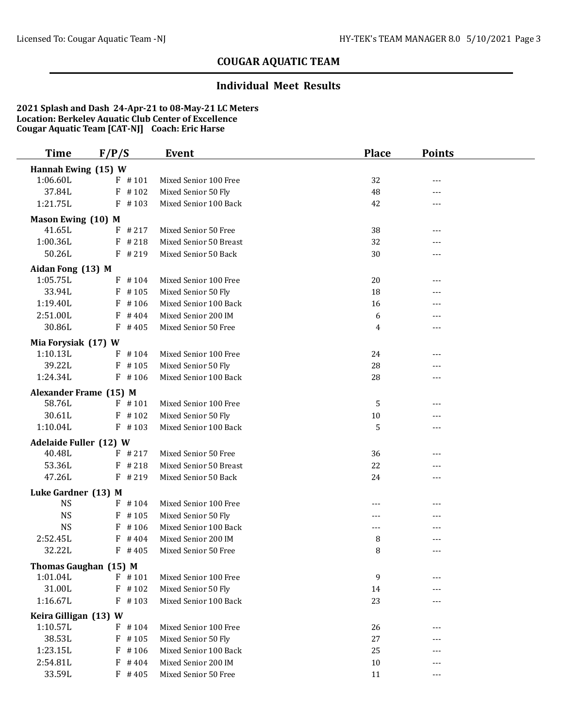## COUGAR AQUATIC TEAM

### Individual Meet Results

**2021 Splash and Dash 24-Apr-21 to 08-May-21 LC Meters**
**Location: Berkeley Aquatic Club Center of Excellence**
**Cougar Aquatic Team [CAT-NJ] Coach: Eric Harse**

| Time | F/P/S | Event | Place | Points |
|---|---|---|---|---|
| **Hannah Ewing (15) W** | | | | |
| 1:06.60L | F #101 | Mixed Senior 100 Free | 32 | --- |
| 37.84L | F #102 | Mixed Senior 50 Fly | 48 | --- |
| 1:21.75L | F #103 | Mixed Senior 100 Back | 42 | --- |
| **Mason Ewing (10) M** | | | | |
| 41.65L | F #217 | Mixed Senior 50 Free | 38 | --- |
| 1:00.36L | F #218 | Mixed Senior 50 Breast | 32 | --- |
| 50.26L | F #219 | Mixed Senior 50 Back | 30 | --- |
| **Aidan Fong (13) M** | | | | |
| 1:05.75L | F #104 | Mixed Senior 100 Free | 20 | --- |
| 33.94L | F #105 | Mixed Senior 50 Fly | 18 | --- |
| 1:19.40L | F #106 | Mixed Senior 100 Back | 16 | --- |
| 2:51.00L | F #404 | Mixed Senior 200 IM | 6 | --- |
| 30.86L | F #405 | Mixed Senior 50 Free | 4 | --- |
| **Mia Forysiak (17) W** | | | | |
| 1:10.13L | F #104 | Mixed Senior 100 Free | 24 | --- |
| 39.22L | F #105 | Mixed Senior 50 Fly | 28 | --- |
| 1:24.34L | F #106 | Mixed Senior 100 Back | 28 | --- |
| **Alexander Frame (15) M** | | | | |
| 58.76L | F #101 | Mixed Senior 100 Free | 5 | --- |
| 30.61L | F #102 | Mixed Senior 50 Fly | 10 | --- |
| 1:10.04L | F #103 | Mixed Senior 100 Back | 5 | --- |
| **Adelaide Fuller (12) W** | | | | |
| 40.48L | F #217 | Mixed Senior 50 Free | 36 | --- |
| 53.36L | F #218 | Mixed Senior 50 Breast | 22 | --- |
| 47.26L | F #219 | Mixed Senior 50 Back | 24 | --- |
| **Luke Gardner (13) M** | | | | |
| NS | F #104 | Mixed Senior 100 Free | --- | --- |
| NS | F #105 | Mixed Senior 50 Fly | --- | --- |
| NS | F #106 | Mixed Senior 100 Back | --- | --- |
| 2:52.45L | F #404 | Mixed Senior 200 IM | 8 | --- |
| 32.22L | F #405 | Mixed Senior 50 Free | 8 | --- |
| **Thomas Gaughan (15) M** | | | | |
| 1:01.04L | F #101 | Mixed Senior 100 Free | 9 | --- |
| 31.00L | F #102 | Mixed Senior 50 Fly | 14 | --- |
| 1:16.67L | F #103 | Mixed Senior 100 Back | 23 | --- |
| **Keira Gilligan (13) W** | | | | |
| 1:10.57L | F #104 | Mixed Senior 100 Free | 26 | --- |
| 38.53L | F #105 | Mixed Senior 50 Fly | 27 | --- |
| 1:23.15L | F #106 | Mixed Senior 100 Back | 25 | --- |
| 2:54.81L | F #404 | Mixed Senior 200 IM | 10 | --- |
| 33.59L | F #405 | Mixed Senior 50 Free | 11 | --- |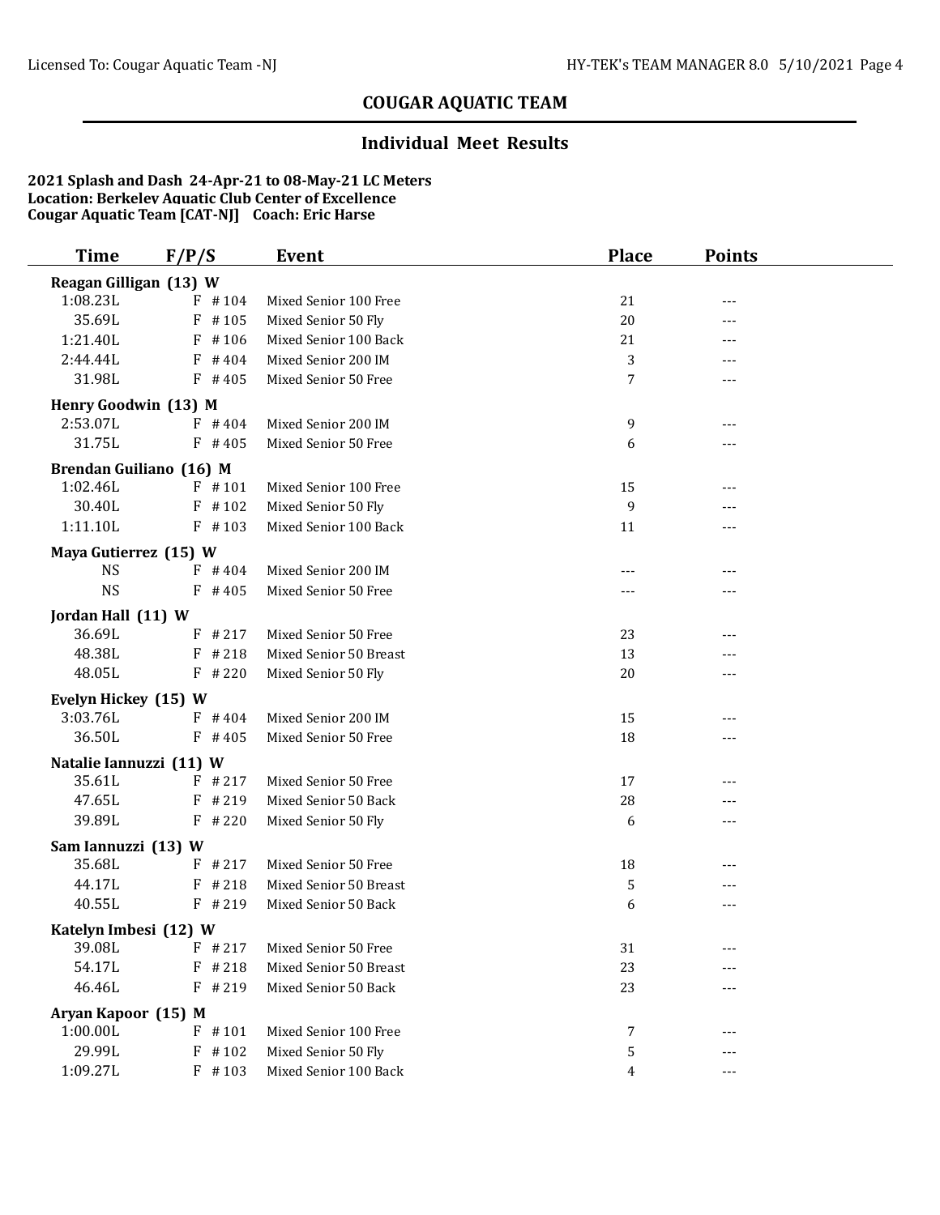## COUGAR AQUATIC TEAM

### Individual Meet Results

**2021 Splash and Dash 24-Apr-21 to 08-May-21 LC Meters**
**Location: Berkeley Aquatic Club Center of Excellence**
**Cougar Aquatic Team [CAT-NJ] Coach: Eric Harse**

| Time | F/P/S | Event | Place | Points |
|---|---|---|---|---|
| **Reagan Gilligan (13) W** | | | | |
| 1:08.23L | F #104 | Mixed Senior 100 Free | 21 | --- |
| 35.69L | F #105 | Mixed Senior 50 Fly | 20 | --- |
| 1:21.40L | F #106 | Mixed Senior 100 Back | 21 | --- |
| 2:44.44L | F #404 | Mixed Senior 200 IM | 3 | --- |
| 31.98L | F #405 | Mixed Senior 50 Free | 7 | --- |
| **Henry Goodwin (13) M** | | | | |
| 2:53.07L | F #404 | Mixed Senior 200 IM | 9 | --- |
| 31.75L | F #405 | Mixed Senior 50 Free | 6 | --- |
| **Brendan Guiliano (16) M** | | | | |
| 1:02.46L | F #101 | Mixed Senior 100 Free | 15 | --- |
| 30.40L | F #102 | Mixed Senior 50 Fly | 9 | --- |
| 1:11.10L | F #103 | Mixed Senior 100 Back | 11 | --- |
| **Maya Gutierrez (15) W** | | | | |
| NS | F #404 | Mixed Senior 200 IM | --- | --- |
| NS | F #405 | Mixed Senior 50 Free | --- | --- |
| **Jordan Hall (11) W** | | | | |
| 36.69L | F #217 | Mixed Senior 50 Free | 23 | --- |
| 48.38L | F #218 | Mixed Senior 50 Breast | 13 | --- |
| 48.05L | F #220 | Mixed Senior 50 Fly | 20 | --- |
| **Evelyn Hickey (15) W** | | | | |
| 3:03.76L | F #404 | Mixed Senior 200 IM | 15 | --- |
| 36.50L | F #405 | Mixed Senior 50 Free | 18 | --- |
| **Natalie Iannuzzi (11) W** | | | | |
| 35.61L | F #217 | Mixed Senior 50 Free | 17 | --- |
| 47.65L | F #219 | Mixed Senior 50 Back | 28 | --- |
| 39.89L | F #220 | Mixed Senior 50 Fly | 6 | --- |
| **Sam Iannuzzi (13) W** | | | | |
| 35.68L | F #217 | Mixed Senior 50 Free | 18 | --- |
| 44.17L | F #218 | Mixed Senior 50 Breast | 5 | --- |
| 40.55L | F #219 | Mixed Senior 50 Back | 6 | --- |
| **Katelyn Imbesi (12) W** | | | | |
| 39.08L | F #217 | Mixed Senior 50 Free | 31 | --- |
| 54.17L | F #218 | Mixed Senior 50 Breast | 23 | --- |
| 46.46L | F #219 | Mixed Senior 50 Back | 23 | --- |
| **Aryan Kapoor (15) M** | | | | |
| 1:00.00L | F #101 | Mixed Senior 100 Free | 7 | --- |
| 29.99L | F #102 | Mixed Senior 50 Fly | 5 | --- |
| 1:09.27L | F #103 | Mixed Senior 100 Back | 4 | --- |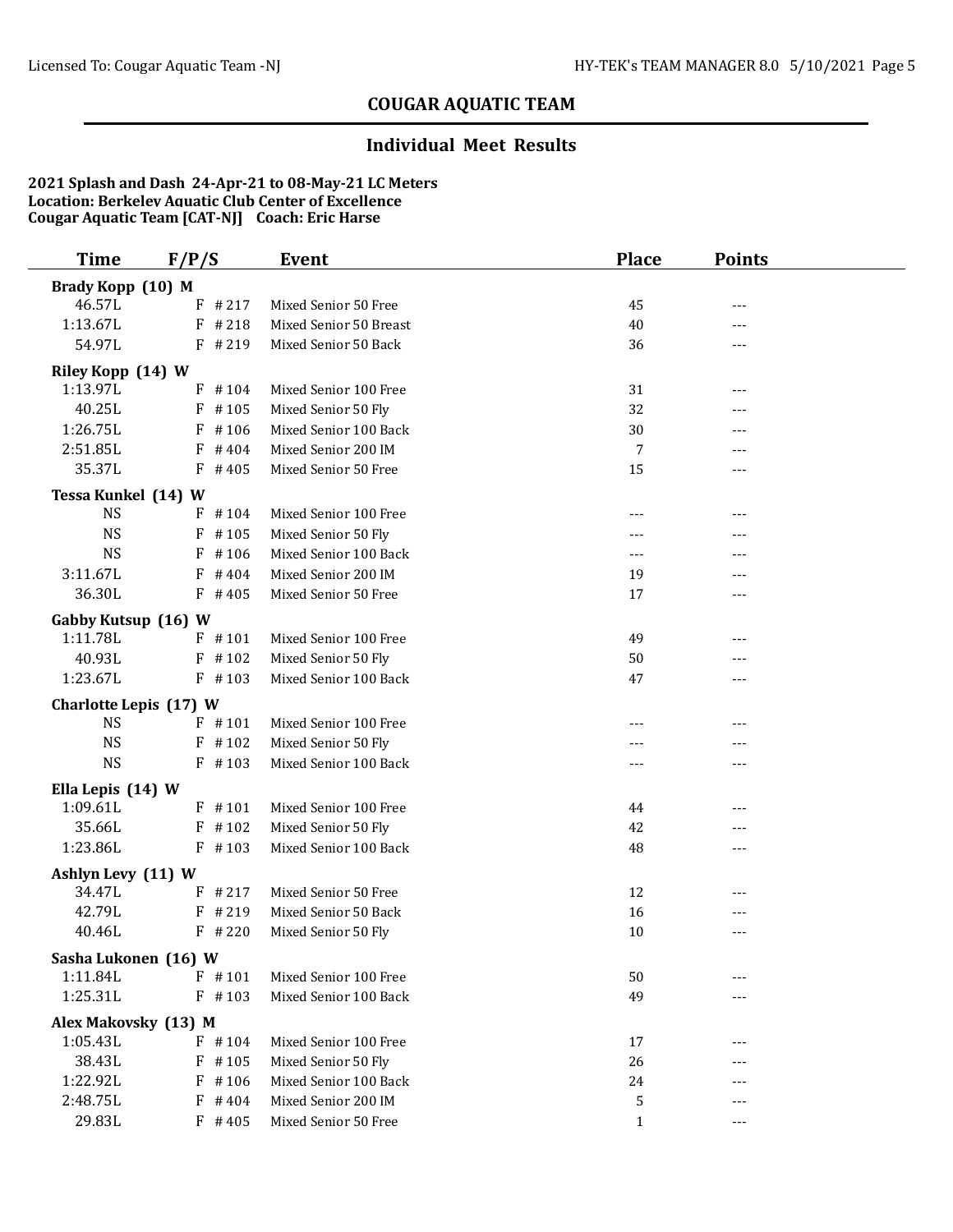## COUGAR AQUATIC TEAM

### Individual Meet Results

**2021 Splash and Dash 24-Apr-21 to 08-May-21 LC Meters**
**Location: Berkeley Aquatic Club Center of Excellence**
**Cougar Aquatic Team [CAT-NJ] Coach: Eric Harse**

| Time | F/P/S | Event | Place | Points |
|---|---|---|---|---|
| **Brady Kopp (10) M** | | | | |
| 46.57L | F #217 | Mixed Senior 50 Free | 45 | --- |
| 1:13.67L | F #218 | Mixed Senior 50 Breast | 40 | --- |
| 54.97L | F #219 | Mixed Senior 50 Back | 36 | --- |
| **Riley Kopp (14) W** | | | | |
| 1:13.97L | F #104 | Mixed Senior 100 Free | 31 | --- |
| 40.25L | F #105 | Mixed Senior 50 Fly | 32 | --- |
| 1:26.75L | F #106 | Mixed Senior 100 Back | 30 | --- |
| 2:51.85L | F #404 | Mixed Senior 200 IM | 7 | --- |
| 35.37L | F #405 | Mixed Senior 50 Free | 15 | --- |
| **Tessa Kunkel (14) W** | | | | |
| NS | F #104 | Mixed Senior 100 Free | --- | --- |
| NS | F #105 | Mixed Senior 50 Fly | --- | --- |
| NS | F #106 | Mixed Senior 100 Back | --- | --- |
| 3:11.67L | F #404 | Mixed Senior 200 IM | 19 | --- |
| 36.30L | F #405 | Mixed Senior 50 Free | 17 | --- |
| **Gabby Kutsup (16) W** | | | | |
| 1:11.78L | F #101 | Mixed Senior 100 Free | 49 | --- |
| 40.93L | F #102 | Mixed Senior 50 Fly | 50 | --- |
| 1:23.67L | F #103 | Mixed Senior 100 Back | 47 | --- |
| **Charlotte Lepis (17) W** | | | | |
| NS | F #101 | Mixed Senior 100 Free | --- | --- |
| NS | F #102 | Mixed Senior 50 Fly | --- | --- |
| NS | F #103 | Mixed Senior 100 Back | --- | --- |
| **Ella Lepis (14) W** | | | | |
| 1:09.61L | F #101 | Mixed Senior 100 Free | 44 | --- |
| 35.66L | F #102 | Mixed Senior 50 Fly | 42 | --- |
| 1:23.86L | F #103 | Mixed Senior 100 Back | 48 | --- |
| **Ashlyn Levy (11) W** | | | | |
| 34.47L | F #217 | Mixed Senior 50 Free | 12 | --- |
| 42.79L | F #219 | Mixed Senior 50 Back | 16 | --- |
| 40.46L | F #220 | Mixed Senior 50 Fly | 10 | --- |
| **Sasha Lukonen (16) W** | | | | |
| 1:11.84L | F #101 | Mixed Senior 100 Free | 50 | --- |
| 1:25.31L | F #103 | Mixed Senior 100 Back | 49 | --- |
| **Alex Makovsky (13) M** | | | | |
| 1:05.43L | F #104 | Mixed Senior 100 Free | 17 | --- |
| 38.43L | F #105 | Mixed Senior 50 Fly | 26 | --- |
| 1:22.92L | F #106 | Mixed Senior 100 Back | 24 | --- |
| 2:48.75L | F #404 | Mixed Senior 200 IM | 5 | --- |
| 29.83L | F #405 | Mixed Senior 50 Free | 1 | --- |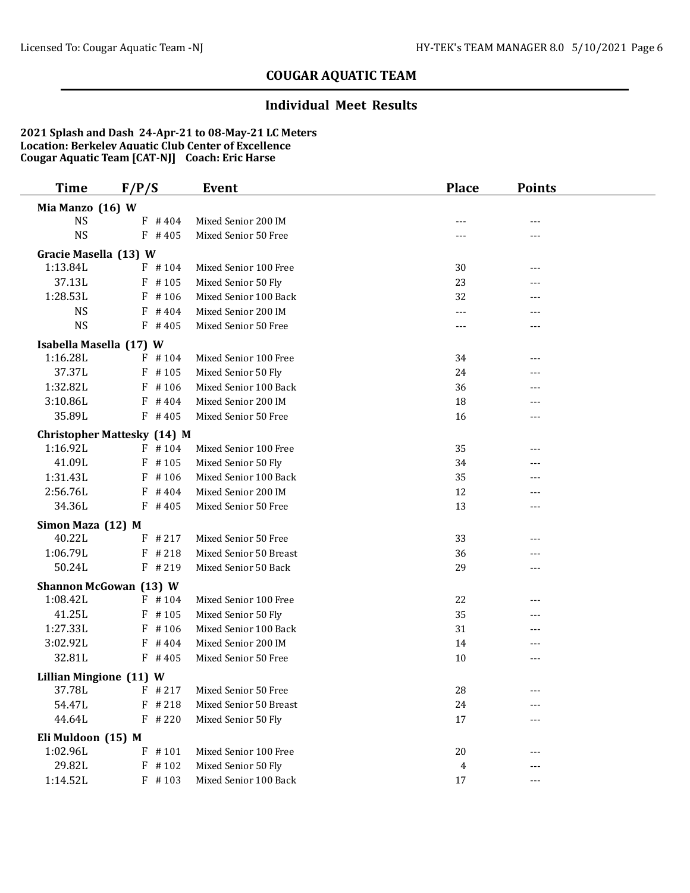## COUGAR AQUATIC TEAM

### Individual Meet Results

**2021 Splash and Dash 24-Apr-21 to 08-May-21 LC Meters**
**Location: Berkeley Aquatic Club Center of Excellence**
**Cougar Aquatic Team [CAT-NJ] Coach: Eric Harse**

| Time | F/P/S | Event | Place | Points |
|---|---|---|---|---|
| **Mia Manzo (16) W** | | | | |
| NS | F #404 | Mixed Senior 200 IM | --- | --- |
| NS | F #405 | Mixed Senior 50 Free | --- | --- |
| **Gracie Masella (13) W** | | | | |
| 1:13.84L | F #104 | Mixed Senior 100 Free | 30 | --- |
| 37.13L | F #105 | Mixed Senior 50 Fly | 23 | --- |
| 1:28.53L | F #106 | Mixed Senior 100 Back | 32 | --- |
| NS | F #404 | Mixed Senior 200 IM | --- | --- |
| NS | F #405 | Mixed Senior 50 Free | --- | --- |
| **Isabella Masella (17) W** | | | | |
| 1:16.28L | F #104 | Mixed Senior 100 Free | 34 | --- |
| 37.37L | F #105 | Mixed Senior 50 Fly | 24 | --- |
| 1:32.82L | F #106 | Mixed Senior 100 Back | 36 | --- |
| 3:10.86L | F #404 | Mixed Senior 200 IM | 18 | --- |
| 35.89L | F #405 | Mixed Senior 50 Free | 16 | --- |
| **Christopher Mattesky (14) M** | | | | |
| 1:16.92L | F #104 | Mixed Senior 100 Free | 35 | --- |
| 41.09L | F #105 | Mixed Senior 50 Fly | 34 | --- |
| 1:31.43L | F #106 | Mixed Senior 100 Back | 35 | --- |
| 2:56.76L | F #404 | Mixed Senior 200 IM | 12 | --- |
| 34.36L | F #405 | Mixed Senior 50 Free | 13 | --- |
| **Simon Maza (12) M** | | | | |
| 40.22L | F #217 | Mixed Senior 50 Free | 33 | --- |
| 1:06.79L | F #218 | Mixed Senior 50 Breast | 36 | --- |
| 50.24L | F #219 | Mixed Senior 50 Back | 29 | --- |
| **Shannon McGowan (13) W** | | | | |
| 1:08.42L | F #104 | Mixed Senior 100 Free | 22 | --- |
| 41.25L | F #105 | Mixed Senior 50 Fly | 35 | --- |
| 1:27.33L | F #106 | Mixed Senior 100 Back | 31 | --- |
| 3:02.92L | F #404 | Mixed Senior 200 IM | 14 | --- |
| 32.81L | F #405 | Mixed Senior 50 Free | 10 | --- |
| **Lillian Mingione (11) W** | | | | |
| 37.78L | F #217 | Mixed Senior 50 Free | 28 | --- |
| 54.47L | F #218 | Mixed Senior 50 Breast | 24 | --- |
| 44.64L | F #220 | Mixed Senior 50 Fly | 17 | --- |
| **Eli Muldoon (15) M** | | | | |
| 1:02.96L | F #101 | Mixed Senior 100 Free | 20 | --- |
| 29.82L | F #102 | Mixed Senior 50 Fly | 4 | --- |
| 1:14.52L | F #103 | Mixed Senior 100 Back | 17 | --- |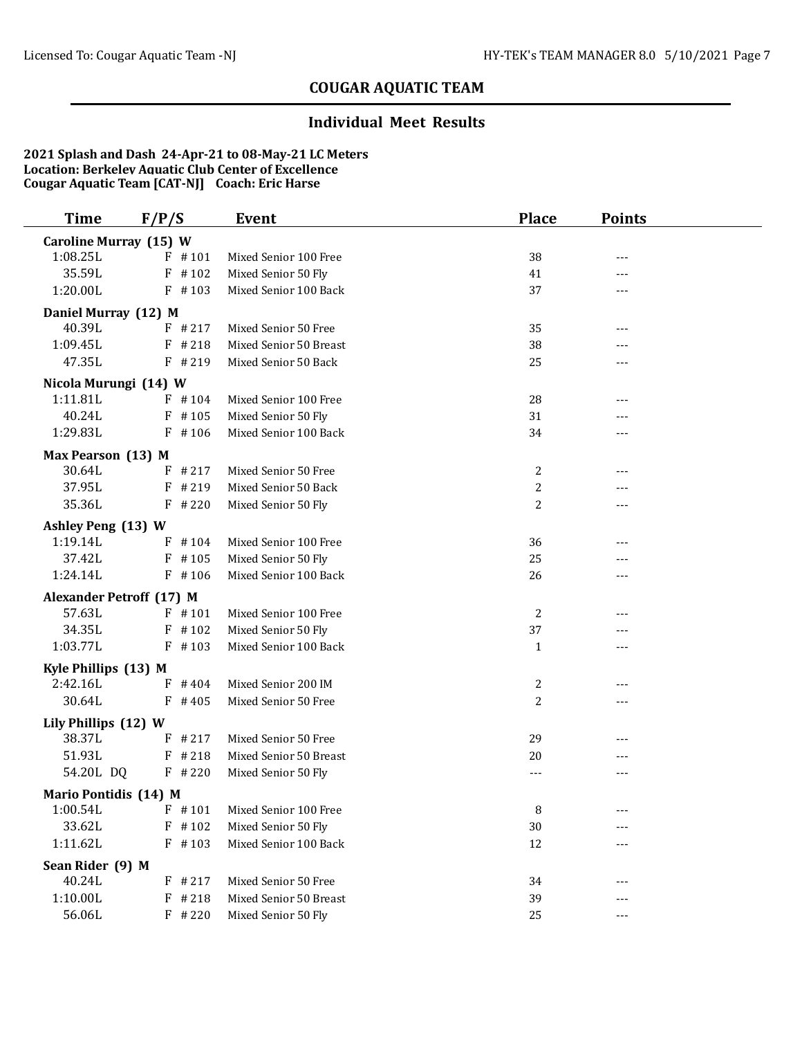## COUGAR AQUATIC TEAM

### Individual Meet Results

**2021 Splash and Dash 24-Apr-21 to 08-May-21 LC Meters**
**Location: Berkeley Aquatic Club Center of Excellence**
**Cougar Aquatic Team [CAT-NJ] Coach: Eric Harse**

| Time | F/P/S | Event | Place | Points |
|---|---|---|---|---|
| **Caroline Murray (15) W** | | | | |
| 1:08.25L | F #101 | Mixed Senior 100 Free | 38 | --- |
| 35.59L | F #102 | Mixed Senior 50 Fly | 41 | --- |
| 1:20.00L | F #103 | Mixed Senior 100 Back | 37 | --- |
| **Daniel Murray (12) M** | | | | |
| 40.39L | F #217 | Mixed Senior 50 Free | 35 | --- |
| 1:09.45L | F #218 | Mixed Senior 50 Breast | 38 | --- |
| 47.35L | F #219 | Mixed Senior 50 Back | 25 | --- |
| **Nicola Murungi (14) W** | | | | |
| 1:11.81L | F #104 | Mixed Senior 100 Free | 28 | --- |
| 40.24L | F #105 | Mixed Senior 50 Fly | 31 | --- |
| 1:29.83L | F #106 | Mixed Senior 100 Back | 34 | --- |
| **Max Pearson (13) M** | | | | |
| 30.64L | F #217 | Mixed Senior 50 Free | 2 | --- |
| 37.95L | F #219 | Mixed Senior 50 Back | 2 | --- |
| 35.36L | F #220 | Mixed Senior 50 Fly | 2 | --- |
| **Ashley Peng (13) W** | | | | |
| 1:19.14L | F #104 | Mixed Senior 100 Free | 36 | --- |
| 37.42L | F #105 | Mixed Senior 50 Fly | 25 | --- |
| 1:24.14L | F #106 | Mixed Senior 100 Back | 26 | --- |
| **Alexander Petroff (17) M** | | | | |
| 57.63L | F #101 | Mixed Senior 100 Free | 2 | --- |
| 34.35L | F #102 | Mixed Senior 50 Fly | 37 | --- |
| 1:03.77L | F #103 | Mixed Senior 100 Back | 1 | --- |
| **Kyle Phillips (13) M** | | | | |
| 2:42.16L | F #404 | Mixed Senior 200 IM | 2 | --- |
| 30.64L | F #405 | Mixed Senior 50 Free | 2 | --- |
| **Lily Phillips (12) W** | | | | |
| 38.37L | F #217 | Mixed Senior 50 Free | 29 | --- |
| 51.93L | F #218 | Mixed Senior 50 Breast | 20 | --- |
| 54.20L DQ | F #220 | Mixed Senior 50 Fly | --- | --- |
| **Mario Pontidis (14) M** | | | | |
| 1:00.54L | F #101 | Mixed Senior 100 Free | 8 | --- |
| 33.62L | F #102 | Mixed Senior 50 Fly | 30 | --- |
| 1:11.62L | F #103 | Mixed Senior 100 Back | 12 | --- |
| **Sean Rider (9) M** | | | | |
| 40.24L | F #217 | Mixed Senior 50 Free | 34 | --- |
| 1:10.00L | F #218 | Mixed Senior 50 Breast | 39 | --- |
| 56.06L | F #220 | Mixed Senior 50 Fly | 25 | --- |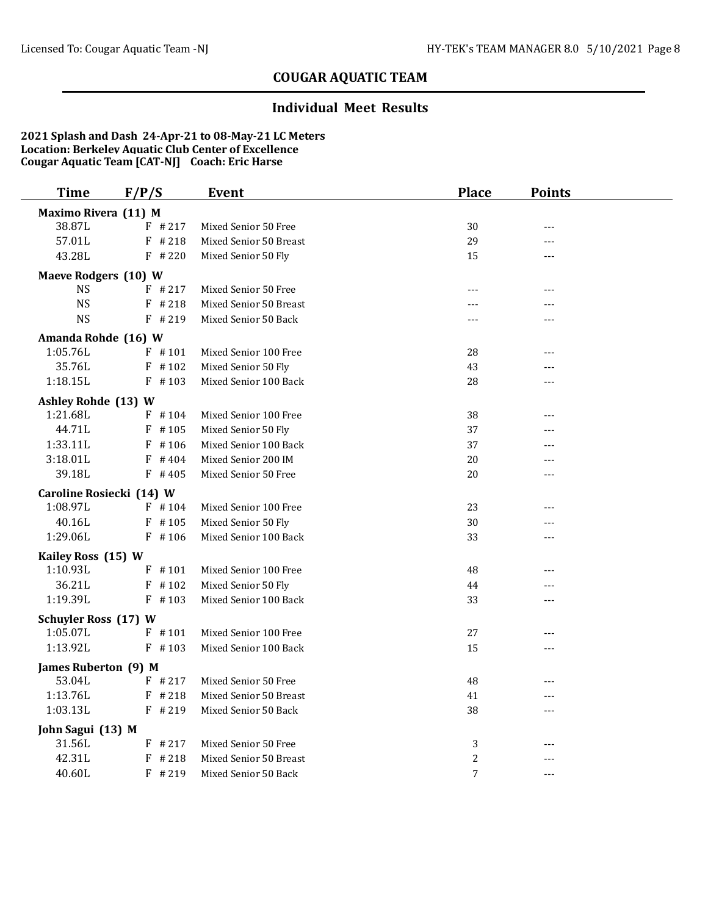## COUGAR AQUATIC TEAM

### Individual Meet Results

**2021 Splash and Dash 24-Apr-21 to 08-May-21 LC Meters**
**Location: Berkeley Aquatic Club Center of Excellence**
**Cougar Aquatic Team [CAT-NJ] Coach: Eric Harse**

| Time | F/P/S | Event | Place | Points |
|---|---|---|---|---|
| **Maximo Rivera (11) M** | | | | |
| 38.87L | F #217 | Mixed Senior 50 Free | 30 | --- |
| 57.01L | F #218 | Mixed Senior 50 Breast | 29 | --- |
| 43.28L | F #220 | Mixed Senior 50 Fly | 15 | --- |
| **Maeve Rodgers (10) W** | | | | |
| NS | F #217 | Mixed Senior 50 Free | --- | --- |
| NS | F #218 | Mixed Senior 50 Breast | --- | --- |
| NS | F #219 | Mixed Senior 50 Back | --- | --- |
| **Amanda Rohde (16) W** | | | | |
| 1:05.76L | F #101 | Mixed Senior 100 Free | 28 | --- |
| 35.76L | F #102 | Mixed Senior 50 Fly | 43 | --- |
| 1:18.15L | F #103 | Mixed Senior 100 Back | 28 | --- |
| **Ashley Rohde (13) W** | | | | |
| 1:21.68L | F #104 | Mixed Senior 100 Free | 38 | --- |
| 44.71L | F #105 | Mixed Senior 50 Fly | 37 | --- |
| 1:33.11L | F #106 | Mixed Senior 100 Back | 37 | --- |
| 3:18.01L | F #404 | Mixed Senior 200 IM | 20 | --- |
| 39.18L | F #405 | Mixed Senior 50 Free | 20 | --- |
| **Caroline Rosiecki (14) W** | | | | |
| 1:08.97L | F #104 | Mixed Senior 100 Free | 23 | --- |
| 40.16L | F #105 | Mixed Senior 50 Fly | 30 | --- |
| 1:29.06L | F #106 | Mixed Senior 100 Back | 33 | --- |
| **Kailey Ross (15) W** | | | | |
| 1:10.93L | F #101 | Mixed Senior 100 Free | 48 | --- |
| 36.21L | F #102 | Mixed Senior 50 Fly | 44 | --- |
| 1:19.39L | F #103 | Mixed Senior 100 Back | 33 | --- |
| **Schuyler Ross (17) W** | | | | |
| 1:05.07L | F #101 | Mixed Senior 100 Free | 27 | --- |
| 1:13.92L | F #103 | Mixed Senior 100 Back | 15 | --- |
| **James Ruberton (9) M** | | | | |
| 53.04L | F #217 | Mixed Senior 50 Free | 48 | --- |
| 1:13.76L | F #218 | Mixed Senior 50 Breast | 41 | --- |
| 1:03.13L | F #219 | Mixed Senior 50 Back | 38 | --- |
| **John Sagui (13) M** | | | | |
| 31.56L | F #217 | Mixed Senior 50 Free | 3 | --- |
| 42.31L | F #218 | Mixed Senior 50 Breast | 2 | --- |
| 40.60L | F #219 | Mixed Senior 50 Back | 7 | --- |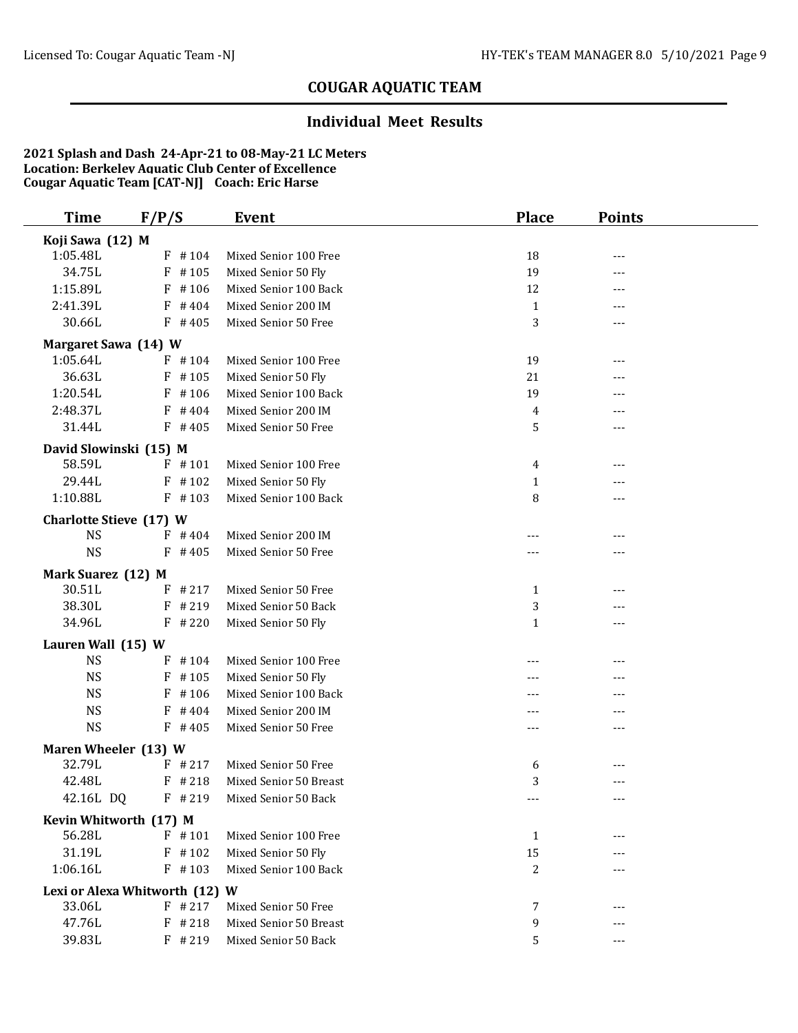# COUGAR AQUATIC TEAM

## Individual Meet Results

**2021 Splash and Dash 24-Apr-21 to 08-May-21 LC Meters**
**Location: Berkeley Aquatic Club Center of Excellence**
**Cougar Aquatic Team [CAT-NJ] Coach: Eric Harse**

| Time | F/P/S | Event | Place | Points |
|---|---|---|---|---|
| **Koji Sawa (12) M** | | | | |
| 1:05.48L | F #104 | Mixed Senior 100 Free | 18 | --- |
| 34.75L | F #105 | Mixed Senior 50 Fly | 19 | --- |
| 1:15.89L | F #106 | Mixed Senior 100 Back | 12 | --- |
| 2:41.39L | F #404 | Mixed Senior 200 IM | 1 | --- |
| 30.66L | F #405 | Mixed Senior 50 Free | 3 | --- |
| **Margaret Sawa (14) W** | | | | |
| 1:05.64L | F #104 | Mixed Senior 100 Free | 19 | --- |
| 36.63L | F #105 | Mixed Senior 50 Fly | 21 | --- |
| 1:20.54L | F #106 | Mixed Senior 100 Back | 19 | --- |
| 2:48.37L | F #404 | Mixed Senior 200 IM | 4 | --- |
| 31.44L | F #405 | Mixed Senior 50 Free | 5 | --- |
| **David Slowinski (15) M** | | | | |
| 58.59L | F #101 | Mixed Senior 100 Free | 4 | --- |
| 29.44L | F #102 | Mixed Senior 50 Fly | 1 | --- |
| 1:10.88L | F #103 | Mixed Senior 100 Back | 8 | --- |
| **Charlotte Stieve (17) W** | | | | |
| NS | F #404 | Mixed Senior 200 IM | --- | --- |
| NS | F #405 | Mixed Senior 50 Free | --- | --- |
| **Mark Suarez (12) M** | | | | |
| 30.51L | F #217 | Mixed Senior 50 Free | 1 | --- |
| 38.30L | F #219 | Mixed Senior 50 Back | 3 | --- |
| 34.96L | F #220 | Mixed Senior 50 Fly | 1 | --- |
| **Lauren Wall (15) W** | | | | |
| NS | F #104 | Mixed Senior 100 Free | --- | --- |
| NS | F #105 | Mixed Senior 50 Fly | --- | --- |
| NS | F #106 | Mixed Senior 100 Back | --- | --- |
| NS | F #404 | Mixed Senior 200 IM | --- | --- |
| NS | F #405 | Mixed Senior 50 Free | --- | --- |
| **Maren Wheeler (13) W** | | | | |
| 32.79L | F #217 | Mixed Senior 50 Free | 6 | --- |
| 42.48L | F #218 | Mixed Senior 50 Breast | 3 | --- |
| 42.16L DQ | F #219 | Mixed Senior 50 Back | --- | --- |
| **Kevin Whitworth (17) M** | | | | |
| 56.28L | F #101 | Mixed Senior 100 Free | 1 | --- |
| 31.19L | F #102 | Mixed Senior 50 Fly | 15 | --- |
| 1:06.16L | F #103 | Mixed Senior 100 Back | 2 | --- |
| **Lexi or Alexa Whitworth (12) W** | | | | |
| 33.06L | F #217 | Mixed Senior 50 Free | 7 | --- |
| 47.76L | F #218 | Mixed Senior 50 Breast | 9 | --- |
| 39.83L | F #219 | Mixed Senior 50 Back | 5 | --- |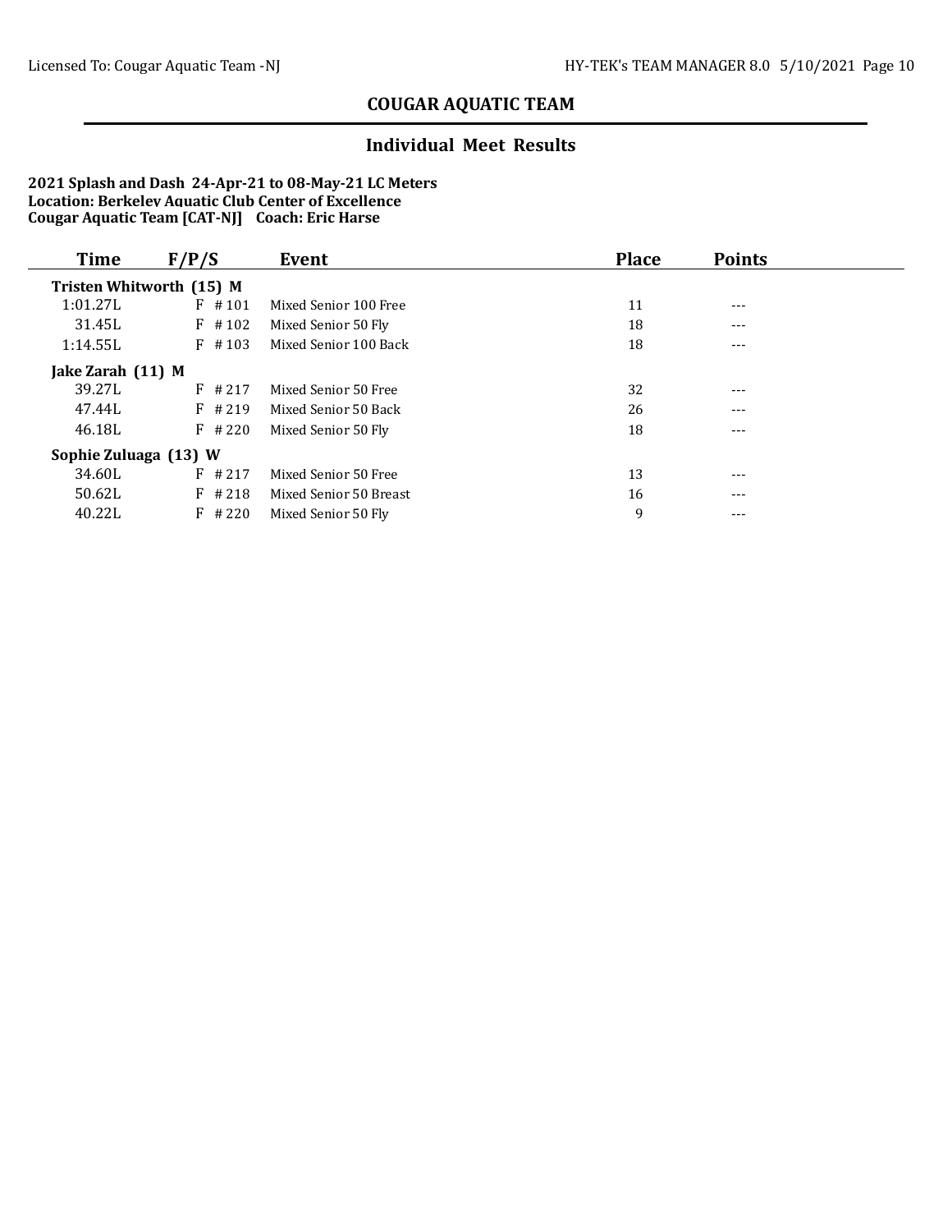## COUGAR AQUATIC TEAM

### Individual Meet Results

**2021 Splash and Dash 24-Apr-21 to 08-May-21 LC Meters**
**Location: Berkeley Aquatic Club Center of Excellence**
**Cougar Aquatic Team [CAT-NJ] Coach: Eric Harse**

| Time | F/P/S | Event | Place | Points |
|---|---|---|---|---|
| **Tristen Whitworth (15) M** | | | | |
| 1:01.27L | F #101 | Mixed Senior 100 Free | 11 | --- |
| 31.45L | F #102 | Mixed Senior 50 Fly | 18 | --- |
| 1:14.55L | F #103 | Mixed Senior 100 Back | 18 | --- |
| **Jake Zarah (11) M** | | | | |
| 39.27L | F #217 | Mixed Senior 50 Free | 32 | --- |
| 47.44L | F #219 | Mixed Senior 50 Back | 26 | --- |
| 46.18L | F #220 | Mixed Senior 50 Fly | 18 | --- |
| **Sophie Zuluaga (13) W** | | | | |
| 34.60L | F #217 | Mixed Senior 50 Free | 13 | --- |
| 50.62L | F #218 | Mixed Senior 50 Breast | 16 | --- |
| 40.22L | F #220 | Mixed Senior 50 Fly | 9 | --- |